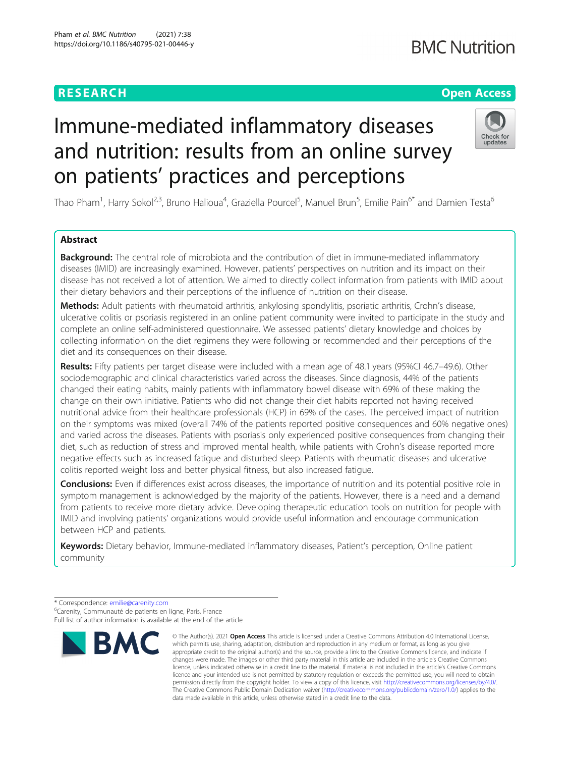RESEARCH

Open Access

# Immune-mediated inflammatory diseases and nutrition: results from an online survey on patients' practices and perceptions

Thao Pham[1], Harry Sokol[2,3], Bruno Halioua[4], Graziella Pourcel[5], Manuel Brun[5], Emilie Pain[6*] and Damien Testa[6]

## Abstract

**Background:** The central role of microbiota and the contribution of diet in immune-mediated inflammatory diseases (IMID) are increasingly examined. However, patients' perspectives on nutrition and its impact on their disease has not received a lot of attention. We aimed to directly collect information from patients with IMID about their dietary behaviors and their perceptions of the influence of nutrition on their disease.

**Methods:** Adult patients with rheumatoid arthritis, ankylosing spondylitis, psoriatic arthritis, Crohn's disease, ulcerative colitis or psoriasis registered in an online patient community were invited to participate in the study and complete an online self-administered questionnaire. We assessed patients' dietary knowledge and choices by collecting information on the diet regimens they were following or recommended and their perceptions of the diet and its consequences on their disease.

**Results:** Fifty patients per target disease were included with a mean age of 48.1 years (95%CI 46.7–49.6). Other sociodemographic and clinical characteristics varied across the diseases. Since diagnosis, 44% of the patients changed their eating habits, mainly patients with inflammatory bowel disease with 69% of these making the change on their own initiative. Patients who did not change their diet habits reported not having received nutritional advice from their healthcare professionals (HCP) in 69% of the cases. The perceived impact of nutrition on their symptoms was mixed (overall 74% of the patients reported positive consequences and 60% negative ones) and varied across the diseases. Patients with psoriasis only experienced positive consequences from changing their diet, such as reduction of stress and improved mental health, while patients with Crohn's disease reported more negative effects such as increased fatigue and disturbed sleep. Patients with rheumatic diseases and ulcerative colitis reported weight loss and better physical fitness, but also increased fatigue.

**Conclusions:** Even if differences exist across diseases, the importance of nutrition and its potential positive role in symptom management is acknowledged by the majority of the patients. However, there is a need and a demand from patients to receive more dietary advice. Developing therapeutic education tools on nutrition for people with IMID and involving patients' organizations would provide useful information and encourage communication between HCP and patients.

**Keywords:** Dietary behavior, Immune-mediated inflammatory diseases, Patient's perception, Online patient community

\* Correspondence: emilie@carenity.com
[6]Carenity, Communauté de patients en ligne, Paris, France
Full list of author information is available at the end of the article

© The Author(s). 2021 **Open Access** This article is licensed under a Creative Commons Attribution 4.0 International License, which permits use, sharing, adaptation, distribution and reproduction in any medium or format, as long as you give appropriate credit to the original author(s) and the source, provide a link to the Creative Commons licence, and indicate if changes were made. The images or other third party material in this article are included in the article's Creative Commons licence, unless indicated otherwise in a credit line to the material. If material is not included in the article's Creative Commons licence and your intended use is not permitted by statutory regulation or exceeds the permitted use, you will need to obtain permission directly from the copyright holder. To view a copy of this licence, visit http://creativecommons.org/licenses/by/4.0/. The Creative Commons Public Domain Dedication waiver (http://creativecommons.org/publicdomain/zero/1.0/) applies to the data made available in this article, unless otherwise stated in a credit line to the data.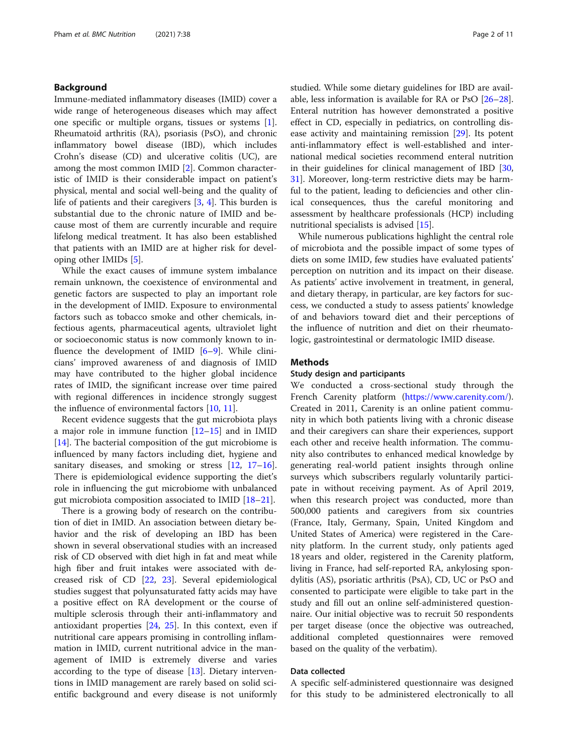## Background

Immune-mediated inflammatory diseases (IMID) cover a wide range of heterogeneous diseases which may affect one specific or multiple organs, tissues or systems [1]. Rheumatoid arthritis (RA), psoriasis (PsO), and chronic inflammatory bowel disease (IBD), which includes Crohn's disease (CD) and ulcerative colitis (UC), are among the most common IMID [2]. Common characteristic of IMID is their considerable impact on patient's physical, mental and social well-being and the quality of life of patients and their caregivers [3, 4]. This burden is substantial due to the chronic nature of IMID and because most of them are currently incurable and require lifelong medical treatment. It has also been established that patients with an IMID are at higher risk for developing other IMIDs [5].

While the exact causes of immune system imbalance remain unknown, the coexistence of environmental and genetic factors are suspected to play an important role in the development of IMID. Exposure to environmental factors such as tobacco smoke and other chemicals, infectious agents, pharmaceutical agents, ultraviolet light or socioeconomic status is now commonly known to influence the development of IMID [6–9]. While clinicians' improved awareness of and diagnosis of IMID may have contributed to the higher global incidence rates of IMID, the significant increase over time paired with regional differences in incidence strongly suggest the influence of environmental factors [10, 11].

Recent evidence suggests that the gut microbiota plays a major role in immune function [12–15] and in IMID [14]. The bacterial composition of the gut microbiome is influenced by many factors including diet, hygiene and sanitary diseases, and smoking or stress [12, 17–16]. There is epidemiological evidence supporting the diet's role in influencing the gut microbiome with unbalanced gut microbiota composition associated to IMID [18–21].

There is a growing body of research on the contribution of diet in IMID. An association between dietary behavior and the risk of developing an IBD has been shown in several observational studies with an increased risk of CD observed with diet high in fat and meat while high fiber and fruit intakes were associated with decreased risk of CD [22, 23]. Several epidemiological studies suggest that polyunsaturated fatty acids may have a positive effect on RA development or the course of multiple sclerosis through their anti-inflammatory and antioxidant properties [24, 25]. In this context, even if nutritional care appears promising in controlling inflammation in IMID, current nutritional advice in the management of IMID is extremely diverse and varies according to the type of disease [13]. Dietary interventions in IMID management are rarely based on solid scientific background and every disease is not uniformly studied. While some dietary guidelines for IBD are available, less information is available for RA or PsO [26–28]. Enteral nutrition has however demonstrated a positive effect in CD, especially in pediatrics, on controlling disease activity and maintaining remission [29]. Its potent anti-inflammatory effect is well-established and international medical societies recommend enteral nutrition in their guidelines for clinical management of IBD [30, 31]. Moreover, long-term restrictive diets may be harmful to the patient, leading to deficiencies and other clinical consequences, thus the careful monitoring and assessment by healthcare professionals (HCP) including nutritional specialists is advised [15].

While numerous publications highlight the central role of microbiota and the possible impact of some types of diets on some IMID, few studies have evaluated patients' perception on nutrition and its impact on their disease. As patients' active involvement in treatment, in general, and dietary therapy, in particular, are key factors for success, we conducted a study to assess patients' knowledge of and behaviors toward diet and their perceptions of the influence of nutrition and diet on their rheumatologic, gastrointestinal or dermatologic IMID disease.

## Methods

### Study design and participants

We conducted a cross-sectional study through the French Carenity platform (https://www.carenity.com/). Created in 2011, Carenity is an online patient community in which both patients living with a chronic disease and their caregivers can share their experiences, support each other and receive health information. The community also contributes to enhanced medical knowledge by generating real-world patient insights through online surveys which subscribers regularly voluntarily participate in without receiving payment. As of April 2019, when this research project was conducted, more than 500,000 patients and caregivers from six countries (France, Italy, Germany, Spain, United Kingdom and United States of America) were registered in the Carenity platform. In the current study, only patients aged 18 years and older, registered in the Carenity platform, living in France, had self-reported RA, ankylosing spondylitis (AS), psoriatic arthritis (PsA), CD, UC or PsO and consented to participate were eligible to take part in the study and fill out an online self-administered questionnaire. Our initial objective was to recruit 50 respondents per target disease (once the objective was outreached, additional completed questionnaires were removed based on the quality of the verbatim).

### Data collected

A specific self-administered questionnaire was designed for this study to be administered electronically to all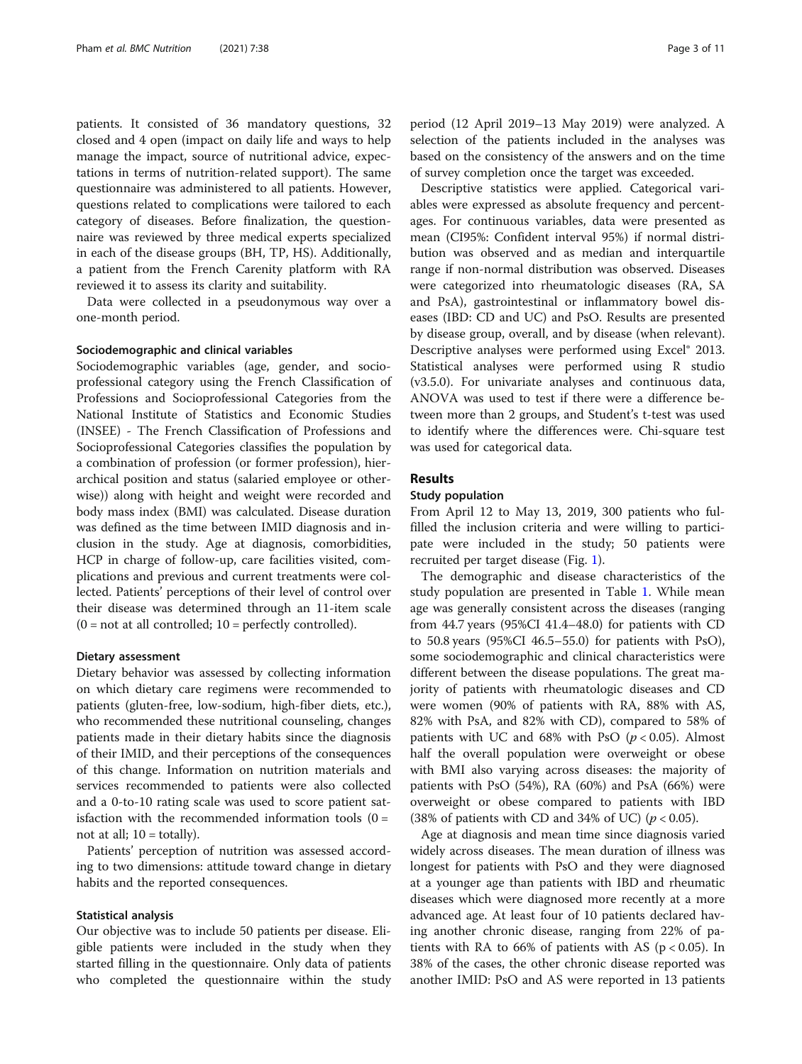patients. It consisted of 36 mandatory questions, 32 closed and 4 open (impact on daily life and ways to help manage the impact, source of nutritional advice, expectations in terms of nutrition-related support). The same questionnaire was administered to all patients. However, questions related to complications were tailored to each category of diseases. Before finalization, the questionnaire was reviewed by three medical experts specialized in each of the disease groups (BH, TP, HS). Additionally, a patient from the French Carenity platform with RA reviewed it to assess its clarity and suitability.

Data were collected in a pseudonymous way over a one-month period.

### Sociodemographic and clinical variables

Sociodemographic variables (age, gender, and socio-professional category using the French Classification of Professions and Socioprofessional Categories from the National Institute of Statistics and Economic Studies (INSEE) - The French Classification of Professions and Socioprofessional Categories classifies the population by a combination of profession (or former profession), hierarchical position and status (salaried employee or otherwise)) along with height and weight were recorded and body mass index (BMI) was calculated. Disease duration was defined as the time between IMID diagnosis and inclusion in the study. Age at diagnosis, comorbidities, HCP in charge of follow-up, care facilities visited, complications and previous and current treatments were collected. Patients' perceptions of their level of control over their disease was determined through an 11-item scale (0 = not at all controlled; 10 = perfectly controlled).

### Dietary assessment

Dietary behavior was assessed by collecting information on which dietary care regimens were recommended to patients (gluten-free, low-sodium, high-fiber diets, etc.), who recommended these nutritional counseling, changes patients made in their dietary habits since the diagnosis of their IMID, and their perceptions of the consequences of this change. Information on nutrition materials and services recommended to patients were also collected and a 0-to-10 rating scale was used to score patient satisfaction with the recommended information tools (0 = not at all; 10 = totally).

Patients' perception of nutrition was assessed according to two dimensions: attitude toward change in dietary habits and the reported consequences.

### Statistical analysis

Our objective was to include 50 patients per disease. Eligible patients were included in the study when they started filling in the questionnaire. Only data of patients who completed the questionnaire within the study period (12 April 2019–13 May 2019) were analyzed. A selection of the patients included in the analyses was based on the consistency of the answers and on the time of survey completion once the target was exceeded.

Descriptive statistics were applied. Categorical variables were expressed as absolute frequency and percentages. For continuous variables, data were presented as mean (CI95%: Confident interval 95%) if normal distribution was observed and as median and interquartile range if non-normal distribution was observed. Diseases were categorized into rheumatologic diseases (RA, SA and PsA), gastrointestinal or inflammatory bowel diseases (IBD: CD and UC) and PsO. Results are presented by disease group, overall, and by disease (when relevant). Descriptive analyses were performed using Excel® 2013. Statistical analyses were performed using R studio (v3.5.0). For univariate analyses and continuous data, ANOVA was used to test if there were a difference between more than 2 groups, and Student's t-test was used to identify where the differences were. Chi-square test was used for categorical data.

## Results

### Study population

From April 12 to May 13, 2019, 300 patients who fulfilled the inclusion criteria and were willing to participate were included in the study; 50 patients were recruited per target disease (Fig. 1).

The demographic and disease characteristics of the study population are presented in Table 1. While mean age was generally consistent across the diseases (ranging from 44.7 years (95%CI 41.4–48.0) for patients with CD to 50.8 years (95%CI 46.5–55.0) for patients with PsO), some sociodemographic and clinical characteristics were different between the disease populations. The great majority of patients with rheumatologic diseases and CD were women (90% of patients with RA, 88% with AS, 82% with PsA, and 82% with CD), compared to 58% of patients with UC and 68% with PsO ($p < 0.05$). Almost half the overall population were overweight or obese with BMI also varying across diseases: the majority of patients with PsO (54%), RA (60%) and PsA (66%) were overweight or obese compared to patients with IBD (38% of patients with CD and 34% of UC) ($p < 0.05$).

Age at diagnosis and mean time since diagnosis varied widely across diseases. The mean duration of illness was longest for patients with PsO and they were diagnosed at a younger age than patients with IBD and rheumatic diseases which were diagnosed more recently at a more advanced age. At least four of 10 patients declared having another chronic disease, ranging from 22% of patients with RA to 66% of patients with AS ($p < 0.05$). In 38% of the cases, the other chronic disease reported was another IMID: PsO and AS were reported in 13 patients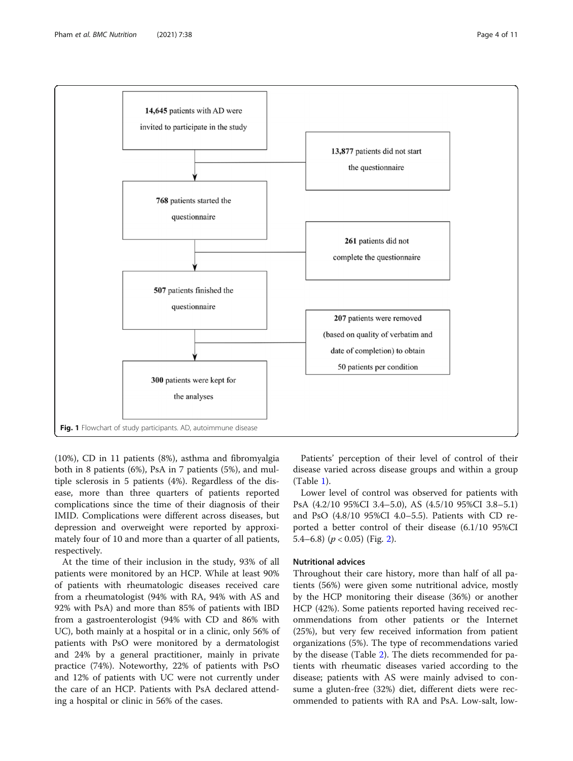14,645 patients with AD were invited to participate in the study

13,877 patients did not start the questionnaire

768 patients started the questionnaire

261 patients did not complete the questionnaire

507 patients finished the questionnaire

207 patients were removed (based on quality of verbatim and date of completion) to obtain 50 patients per condition

300 patients were kept for the analyses

**Fig. 1** Flowchart of study participants. AD, autoimmune disease

(10%), CD in 11 patients (8%), asthma and fibromyalgia both in 8 patients (6%), PsA in 7 patients (5%), and multiple sclerosis in 5 patients (4%). Regardless of the disease, more than three quarters of patients reported complications since the time of their diagnosis of their IMID. Complications were different across diseases, but depression and overweight were reported by approximately four of 10 and more than a quarter of all patients, respectively.

At the time of their inclusion in the study, 93% of all patients were monitored by an HCP. While at least 90% of patients with rheumatologic diseases received care from a rheumatologist (94% with RA, 94% with AS and 92% with PsA) and more than 85% of patients with IBD from a gastroenterologist (94% with CD and 86% with UC), both mainly at a hospital or in a clinic, only 56% of patients with PsO were monitored by a dermatologist and 24% by a general practitioner, mainly in private practice (74%). Noteworthy, 22% of patients with PsO and 12% of patients with UC were not currently under the care of an HCP. Patients with PsA declared attending a hospital or clinic in 56% of the cases.

Patients' perception of their level of control of their disease varied across disease groups and within a group (Table 1).

Lower level of control was observed for patients with PsA (4.2/10 95%CI 3.4–5.0), AS (4.5/10 95%CI 3.8–5.1) and PsO (4.8/10 95%CI 4.0–5.5). Patients with CD reported a better control of their disease (6.1/10 95%CI 5.4–6.8) ($p < 0.05$) (Fig. 2).

## Nutritional advices

Throughout their care history, more than half of all patients (56%) were given some nutritional advice, mostly by the HCP monitoring their disease (36%) or another HCP (42%). Some patients reported having received recommendations from other patients or the Internet (25%), but very few received information from patient organizations (5%). The type of recommendations varied by the disease (Table 2). The diets recommended for patients with rheumatic diseases varied according to the disease; patients with AS were mainly advised to consume a gluten-free (32%) diet, different diets were recommended to patients with RA and PsA. Low-salt, low-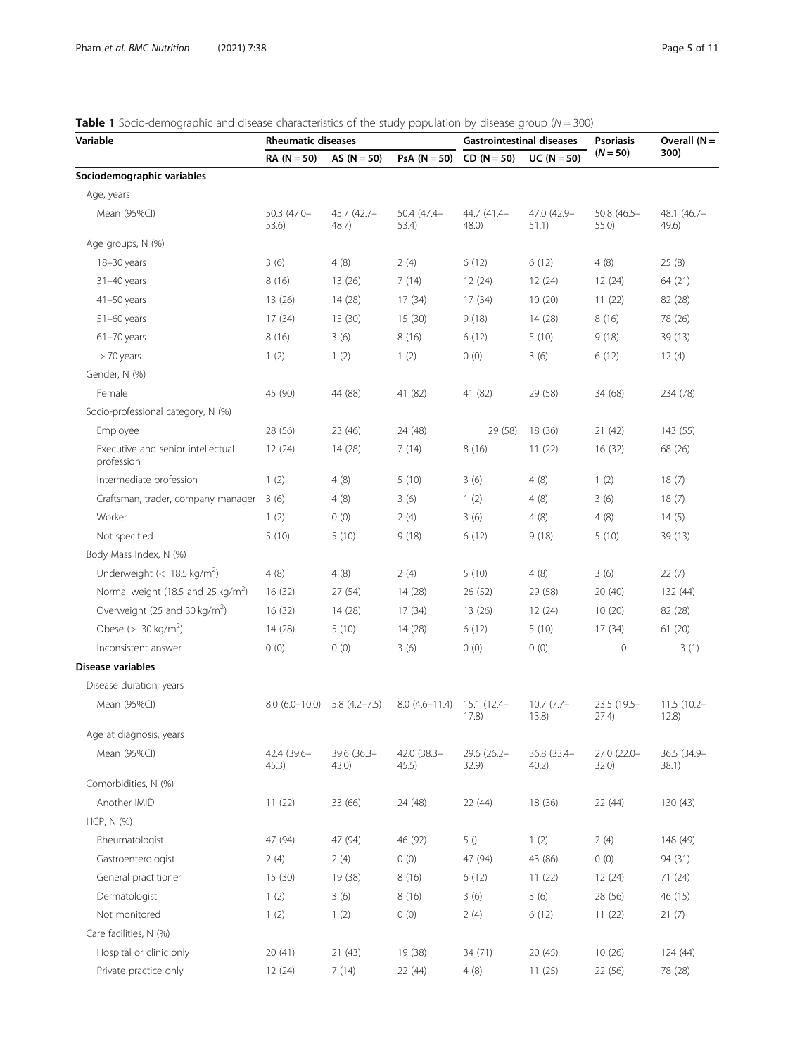**Table 1** Socio-demographic and disease characteristics of the study population by disease group (*N* = 300)

| Variable | Rheumatic diseases | | | Gastrointestinal diseases | | Psoriasis (*N* = 50) | Overall (N = 300) |
|---|---|---|---|---|---|---|---|
| | RA (N = 50) | AS (N = 50) | PsA (N = 50) | CD (N = 50) | UC (N = 50) | | |
| **Sociodemographic variables** | | | | | | | |
| Age, years | | | | | | | |
| Mean (95%CI) | 50.3 (47.0–53.6) | 45.7 (42.7–48.7) | 50.4 (47.4–53.4) | 44.7 (41.4–48.0) | 47.0 (42.9–51.1) | 50.8 (46.5–55.0) | 48.1 (46.7–49.6) |
| Age groups, N (%) | | | | | | | |
| 18–30 years | 3 (6) | 4 (8) | 2 (4) | 6 (12) | 6 (12) | 4 (8) | 25 (8) |
| 31–40 years | 8 (16) | 13 (26) | 7 (14) | 12 (24) | 12 (24) | 12 (24) | 64 (21) |
| 41–50 years | 13 (26) | 14 (28) | 17 (34) | 17 (34) | 10 (20) | 11 (22) | 82 (28) |
| 51–60 years | 17 (34) | 15 (30) | 15 (30) | 9 (18) | 14 (28) | 8 (16) | 78 (26) |
| 61–70 years | 8 (16) | 3 (6) | 8 (16) | 6 (12) | 5 (10) | 9 (18) | 39 (13) |
| > 70 years | 1 (2) | 1 (2) | 1 (2) | 0 (0) | 3 (6) | 6 (12) | 12 (4) |
| Gender, N (%) | | | | | | | |
| Female | 45 (90) | 44 (88) | 41 (82) | 41 (82) | 29 (58) | 34 (68) | 234 (78) |
| Socio-professional category, N (%) | | | | | | | |
| Employee | 28 (56) | 23 (46) | 24 (48) | 29 (58) | 18 (36) | 21 (42) | 143 (55) |
| Executive and senior intellectual profession | 12 (24) | 14 (28) | 7 (14) | 8 (16) | 11 (22) | 16 (32) | 68 (26) |
| Intermediate profession | 1 (2) | 4 (8) | 5 (10) | 3 (6) | 4 (8) | 1 (2) | 18 (7) |
| Craftsman, trader, company manager | 3 (6) | 4 (8) | 3 (6) | 1 (2) | 4 (8) | 3 (6) | 18 (7) |
| Worker | 1 (2) | 0 (0) | 2 (4) | 3 (6) | 4 (8) | 4 (8) | 14 (5) |
| Not specified | 5 (10) | 5 (10) | 9 (18) | 6 (12) | 9 (18) | 5 (10) | 39 (13) |
| Body Mass Index, N (%) | | | | | | | |
| Underweight (< 18.5 kg/m$^2$) | 4 (8) | 4 (8) | 2 (4) | 5 (10) | 4 (8) | 3 (6) | 22 (7) |
| Normal weight (18.5 and 25 kg/m$^2$) | 16 (32) | 27 (54) | 14 (28) | 26 (52) | 29 (58) | 20 (40) | 132 (44) |
| Overweight (25 and 30 kg/m$^2$) | 16 (32) | 14 (28) | 17 (34) | 13 (26) | 12 (24) | 10 (20) | 82 (28) |
| Obese (> 30 kg/m$^2$) | 14 (28) | 5 (10) | 14 (28) | 6 (12) | 5 (10) | 17 (34) | 61 (20) |
| Inconsistent answer | 0 (0) | 0 (0) | 3 (6) | 0 (0) | 0 (0) | 0 | 3 (1) |
| **Disease variables** | | | | | | | |
| Disease duration, years | | | | | | | |
| Mean (95%CI) | 8.0 (6.0–10.0) | 5.8 (4.2–7.5) | 8.0 (4.6–11.4) | 15.1 (12.4–17.8) | 10.7 (7.7–13.8) | 23.5 (19.5–27.4) | 11.5 (10.2–12.8) |
| Age at diagnosis, years | | | | | | | |
| Mean (95%CI) | 42.4 (39.6–45.3) | 39.6 (36.3–43.0) | 42.0 (38.3–45.5) | 29.6 (26.2–32.9) | 36.8 (33.4–40.2) | 27.0 (22.0–32.0) | 36.5 (34.9–38.1) |
| Comorbidities, N (%) | | | | | | | |
| Another IMID | 11 (22) | 33 (66) | 24 (48) | 22 (44) | 18 (36) | 22 (44) | 130 (43) |
| HCP, N (%) | | | | | | | |
| Rheumatologist | 47 (94) | 47 (94) | 46 (92) | 5 () | 1 (2) | 2 (4) | 148 (49) |
| Gastroenterologist | 2 (4) | 2 (4) | 0 (0) | 47 (94) | 43 (86) | 0 (0) | 94 (31) |
| General practitioner | 15 (30) | 19 (38) | 8 (16) | 6 (12) | 11 (22) | 12 (24) | 71 (24) |
| Dermatologist | 1 (2) | 3 (6) | 8 (16) | 3 (6) | 3 (6) | 28 (56) | 46 (15) |
| Not monitored | 1 (2) | 1 (2) | 0 (0) | 2 (4) | 6 (12) | 11 (22) | 21 (7) |
| Care facilities, N (%) | | | | | | | |
| Hospital or clinic only | 20 (41) | 21 (43) | 19 (38) | 34 (71) | 20 (45) | 10 (26) | 124 (44) |
| Private practice only | 12 (24) | 7 (14) | 22 (44) | 4 (8) | 11 (25) | 22 (56) | 78 (28) |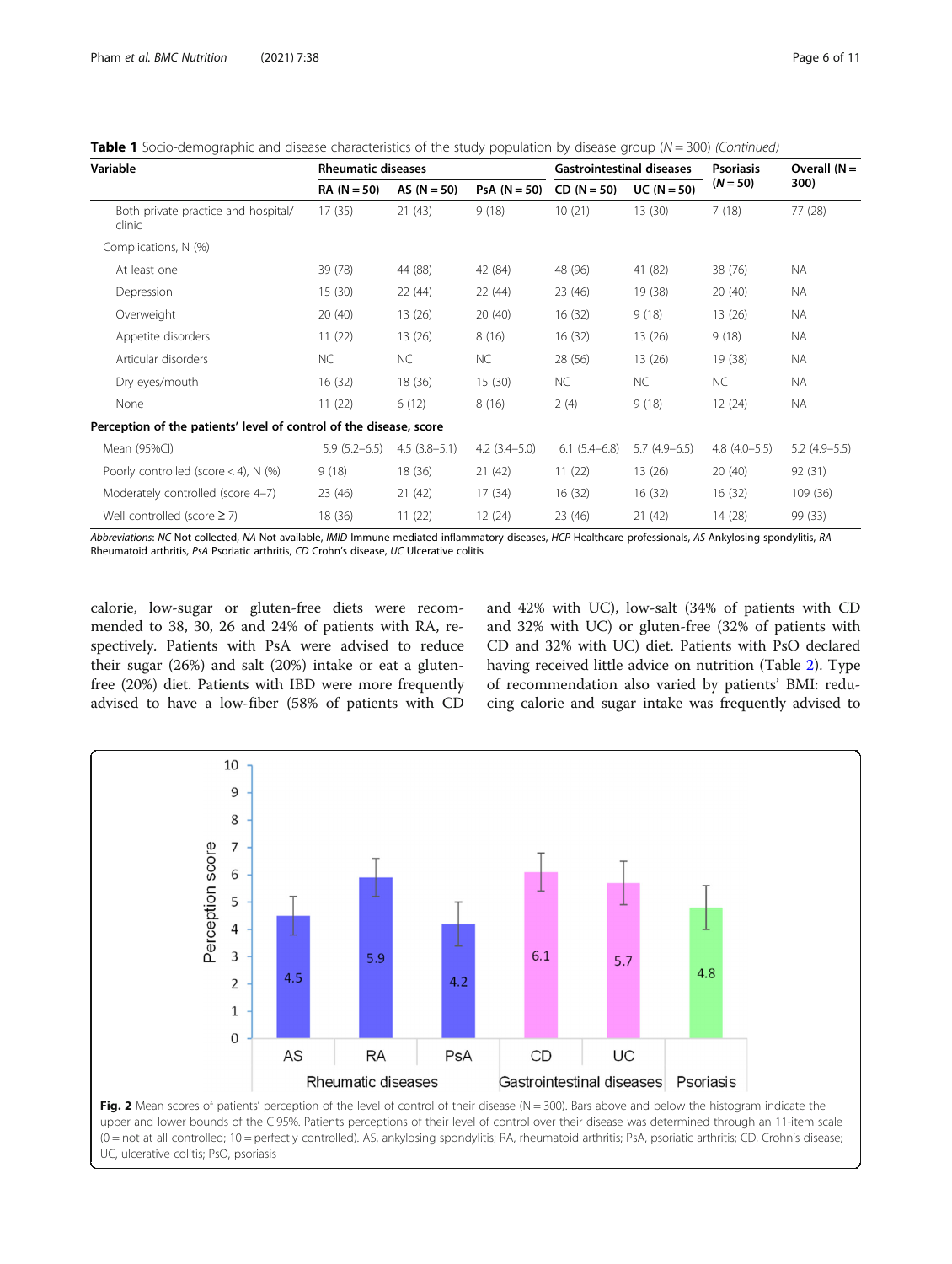**Table 1** Socio-demographic and disease characteristics of the study population by disease group (*N* = 300) *(Continued)*

| Variable | Rheumatic diseases | | | Gastrointestinal diseases | | Psoriasis (*N* = 50) | Overall (N = 300) |
|---|---|---|---|---|---|---|---|
| | RA (N = 50) | AS (N = 50) | PsA (N = 50) | CD (N = 50) | UC (N = 50) | | |
| Both private practice and hospital/ clinic | 17 (35) | 21 (43) | 9 (18) | 10 (21) | 13 (30) | 7 (18) | 77 (28) |
| Complications, N (%) | | | | | | | |
| At least one | 39 (78) | 44 (88) | 42 (84) | 48 (96) | 41 (82) | 38 (76) | NA |
| Depression | 15 (30) | 22 (44) | 22 (44) | 23 (46) | 19 (38) | 20 (40) | NA |
| Overweight | 20 (40) | 13 (26) | 20 (40) | 16 (32) | 9 (18) | 13 (26) | NA |
| Appetite disorders | 11 (22) | 13 (26) | 8 (16) | 16 (32) | 13 (26) | 9 (18) | NA |
| Articular disorders | NC | NC | NC | 28 (56) | 13 (26) | 19 (38) | NA |
| Dry eyes/mouth | 16 (32) | 18 (36) | 15 (30) | NC | NC | NC | NA |
| None | 11 (22) | 6 (12) | 8 (16) | 2 (4) | 9 (18) | 12 (24) | NA |
| **Perception of the patients' level of control of the disease, score** | | | | | | | |
| Mean (95%CI) | 5.9 (5.2–6.5) | 4.5 (3.8–5.1) | 4.2 (3.4–5.0) | 6.1 (5.4–6.8) | 5.7 (4.9–6.5) | 4.8 (4.0–5.5) | 5.2 (4.9–5.5) |
| Poorly controlled (score < 4), N (%) | 9 (18) | 18 (36) | 21 (42) | 11 (22) | 13 (26) | 20 (40) | 92 (31) |
| Moderately controlled (score 4–7) | 23 (46) | 21 (42) | 17 (34) | 16 (32) | 16 (32) | 16 (32) | 109 (36) |
| Well controlled (score ≥ 7) | 18 (36) | 11 (22) | 12 (24) | 23 (46) | 21 (42) | 14 (28) | 99 (33) |

*Abbreviations*: *NC* Not collected, *NA* Not available, *IMID* Immune-mediated inflammatory diseases, *HCP* Healthcare professionals, *AS* Ankylosing spondylitis, *RA* Rheumatoid arthritis, *PsA* Psoriatic arthritis, *CD* Crohn's disease, *UC* Ulcerative colitis

calorie, low-sugar or gluten-free diets were recommended to 38, 30, 26 and 24% of patients with RA, respectively. Patients with PsA were advised to reduce their sugar (26%) and salt (20%) intake or eat a gluten-free (20%) diet. Patients with IBD were more frequently advised to have a low-fiber (58% of patients with CD and 42% with UC), low-salt (34% of patients with CD and 32% with UC) or gluten-free (32% of patients with CD and 32% with UC) diet. Patients with PsO declared having received little advice on nutrition (Table 2). Type of recommendation also varied by patients' BMI: reducing calorie and sugar intake was frequently advised to

**Fig. 2** Mean scores of patients' perception of the level of control of their disease (N = 300). Bars above and below the histogram indicate the upper and lower bounds of the CI95%. Patients perceptions of their level of control over their disease was determined through an 11-item scale (0 = not at all controlled; 10 = perfectly controlled). AS, ankylosing spondylitis; RA, rheumatoid arthritis; PsA, psoriatic arthritis; CD, Crohn's disease; UC, ulcerative colitis; PsO, psoriasis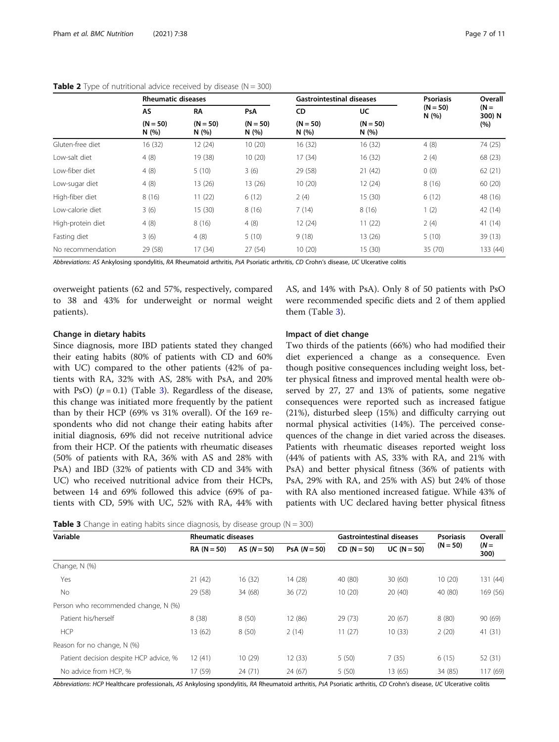**Table 2** Type of nutritional advice received by disease (N = 300)

| | Rheumatic diseases | | | Gastrointestinal diseases | | Psoriasis | Overall |
|---|---|---|---|---|---|---|---|
| | AS | RA | PsA | CD | UC | (N = 50) N (%) | (N = 300) N (%) |
| | (N = 50) N (%) | (N = 50) N (%) | (N = 50) N (%) | (N = 50) N (%) | (N = 50) N (%) | | |
| Gluten-free diet | 16 (32) | 12 (24) | 10 (20) | 16 (32) | 16 (32) | 4 (8) | 74 (25) |
| Low-salt diet | 4 (8) | 19 (38) | 10 (20) | 17 (34) | 16 (32) | 2 (4) | 68 (23) |
| Low-fiber diet | 4 (8) | 5 (10) | 3 (6) | 29 (58) | 21 (42) | 0 (0) | 62 (21) |
| Low-sugar diet | 4 (8) | 13 (26) | 13 (26) | 10 (20) | 12 (24) | 8 (16) | 60 (20) |
| High-fiber diet | 8 (16) | 11 (22) | 6 (12) | 2 (4) | 15 (30) | 6 (12) | 48 (16) |
| Low-calorie diet | 3 (6) | 15 (30) | 8 (16) | 7 (14) | 8 (16) | 1 (2) | 42 (14) |
| High-protein diet | 4 (8) | 8 (16) | 4 (8) | 12 (24) | 11 (22) | 2 (4) | 41 (14) |
| Fasting diet | 3 (6) | 4 (8) | 5 (10) | 9 (18) | 13 (26) | 5 (10) | 39 (13) |
| No recommendation | 29 (58) | 17 (34) | 27 (54) | 10 (20) | 15 (30) | 35 (70) | 133 (44) |

*Abbreviations*: *AS* Ankylosing spondylitis, *RA* Rheumatoid arthritis, *PsA* Psoriatic arthritis, *CD* Crohn's disease, *UC* Ulcerative colitis

overweight patients (62 and 57%, respectively, compared to 38 and 43% for underweight or normal weight patients).

#### Change in dietary habits

Since diagnosis, more IBD patients stated they changed their eating habits (80% of patients with CD and 60% with UC) compared to the other patients (42% of patients with RA, 32% with AS, 28% with PsA, and 20% with PsO) ($p = 0.1$) (Table 3). Regardless of the disease, this change was initiated more frequently by the patient than by their HCP (69% vs 31% overall). Of the 169 respondents who did not change their eating habits after initial diagnosis, 69% did not receive nutritional advice from their HCP. Of the patients with rheumatic diseases (50% of patients with RA, 36% with AS and 28% with PsA) and IBD (32% of patients with CD and 34% with UC) who received nutritional advice from their HCPs, between 14 and 69% followed this advice (69% of patients with CD, 59% with UC, 52% with RA, 44% with AS, and 14% with PsA). Only 8 of 50 patients with PsO were recommended specific diets and 2 of them applied them (Table 3).

#### Impact of diet change

Two thirds of the patients (66%) who had modified their diet experienced a change as a consequence. Even though positive consequences including weight loss, better physical fitness and improved mental health were observed by 27, 27 and 13% of patients, some negative consequences were reported such as increased fatigue (21%), disturbed sleep (15%) and difficulty carrying out normal physical activities (14%). The perceived consequences of the change in diet varied across the diseases. Patients with rheumatic diseases reported weight loss (44% of patients with AS, 33% with RA, and 21% with PsA) and better physical fitness (36% of patients with PsA, 29% with RA, and 25% with AS) but 24% of those with RA also mentioned increased fatigue. While 43% of patients with UC declared having better physical fitness

**Table 3** Change in eating habits since diagnosis, by disease group (N = 300)

| Variable | Rheumatic diseases | | | Gastrointestinal diseases | | Psoriasis | Overall |
|---|---|---|---|---|---|---|---|
| | RA (N = 50) | AS (*N* = 50) | PsA (*N* = 50) | CD (N = 50) | UC (N = 50) | (N = 50) | (*N* = 300) |
| Change, N (%) | | | | | | | |
| Yes | 21 (42) | 16 (32) | 14 (28) | 40 (80) | 30 (60) | 10 (20) | 131 (44) |
| No | 29 (58) | 34 (68) | 36 (72) | 10 (20) | 20 (40) | 40 (80) | 169 (56) |
| Person who recommended change, N (%) | | | | | | | |
| Patient his/herself | 8 (38) | 8 (50) | 12 (86) | 29 (73) | 20 (67) | 8 (80) | 90 (69) |
| HCP | 13 (62) | 8 (50) | 2 (14) | 11 (27) | 10 (33) | 2 (20) | 41 (31) |
| Reason for no change, N (%) | | | | | | | |
| Patient decision despite HCP advice, % | 12 (41) | 10 (29) | 12 (33) | 5 (50) | 7 (35) | 6 (15) | 52 (31) |
| No advice from HCP, % | 17 (59) | 24 (71) | 24 (67) | 5 (50) | 13 (65) | 34 (85) | 117 (69) |

*Abbreviations*: *HCP* Healthcare professionals, *AS* Ankylosing spondylitis, *RA* Rheumatoid arthritis, *PsA* Psoriatic arthritis, *CD* Crohn's disease, *UC* Ulcerative colitis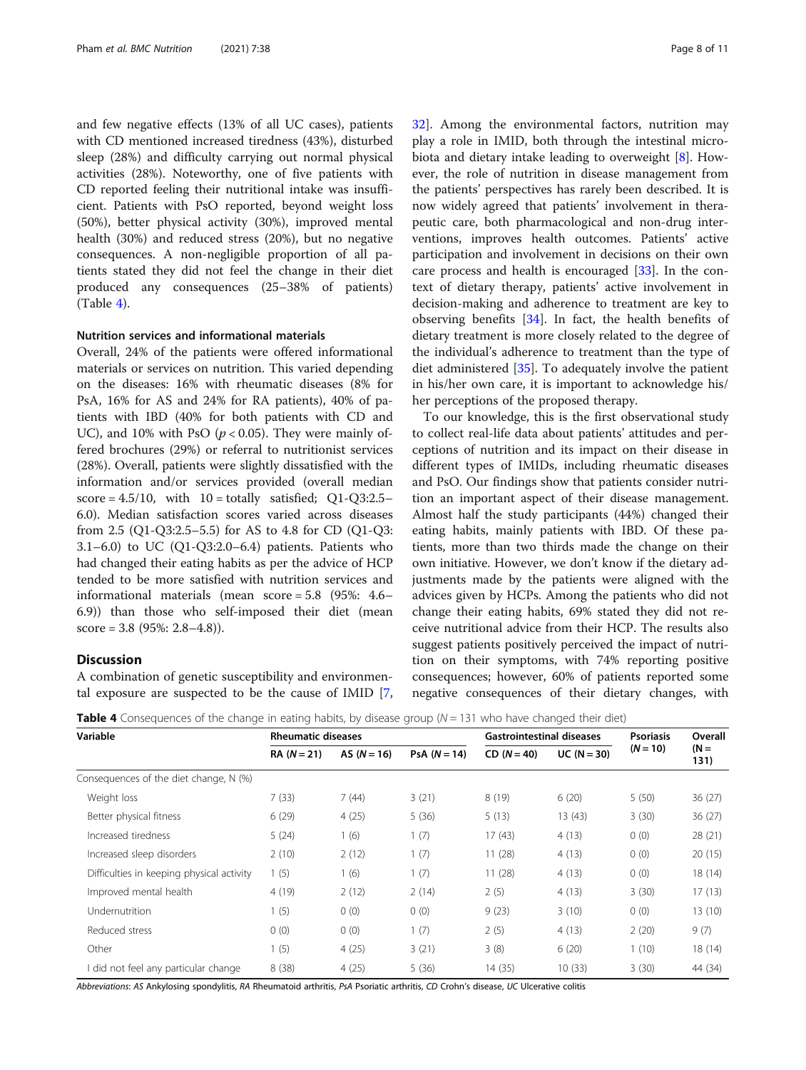and few negative effects (13% of all UC cases), patients with CD mentioned increased tiredness (43%), disturbed sleep (28%) and difficulty carrying out normal physical activities (28%). Noteworthy, one of five patients with CD reported feeling their nutritional intake was insufficient. Patients with PsO reported, beyond weight loss (50%), better physical activity (30%), improved mental health (30%) and reduced stress (20%), but no negative consequences. A non-negligible proportion of all patients stated they did not feel the change in their diet produced any consequences (25–38% of patients) (Table 4).

### Nutrition services and informational materials

Overall, 24% of the patients were offered informational materials or services on nutrition. This varied depending on the diseases: 16% with rheumatic diseases (8% for PsA, 16% for AS and 24% for RA patients), 40% of patients with IBD (40% for both patients with CD and UC), and 10% with PsO ($p < 0.05$). They were mainly offered brochures (29%) or referral to nutritionist services (28%). Overall, patients were slightly dissatisfied with the information and/or services provided (overall median score = 4.5/10, with 10 = totally satisfied; Q1-Q3:2.5–6.0). Median satisfaction scores varied across diseases from 2.5 (Q1-Q3:2.5–5.5) for AS to 4.8 for CD (Q1-Q3: 3.1–6.0) to UC (Q1-Q3:2.0–6.4) patients. Patients who had changed their eating habits as per the advice of HCP tended to be more satisfied with nutrition services and informational materials (mean score = 5.8 (95%: 4.6–6.9)) than those who self-imposed their diet (mean score = 3.8 (95%: 2.8–4.8)).

## Discussion

A combination of genetic susceptibility and environmental exposure are suspected to be the cause of IMID [7, 32]. Among the environmental factors, nutrition may play a role in IMID, both through the intestinal microbiota and dietary intake leading to overweight [8]. However, the role of nutrition in disease management from the patients' perspectives has rarely been described. It is now widely agreed that patients' involvement in therapeutic care, both pharmacological and non-drug interventions, improves health outcomes. Patients' active participation and involvement in decisions on their own care process and health is encouraged [33]. In the context of dietary therapy, patients' active involvement in decision-making and adherence to treatment are key to observing benefits [34]. In fact, the health benefits of dietary treatment is more closely related to the degree of the individual's adherence to treatment than the type of diet administered [35]. To adequately involve the patient in his/her own care, it is important to acknowledge his/her perceptions of the proposed therapy.

To our knowledge, this is the first observational study to collect real-life data about patients' attitudes and perceptions of nutrition and its impact on their disease in different types of IMIDs, including rheumatic diseases and PsO. Our findings show that patients consider nutrition an important aspect of their disease management. Almost half the study participants (44%) changed their eating habits, mainly patients with IBD. Of these patients, more than two thirds made the change on their own initiative. However, we don't know if the dietary adjustments made by the patients were aligned with the advices given by HCPs. Among the patients who did not change their eating habits, 69% stated they did not receive nutritional advice from their HCP. The results also suggest patients positively perceived the impact of nutrition on their symptoms, with 74% reporting positive consequences; however, 60% of patients reported some negative consequences of their dietary changes, with

**Table 4** Consequences of the change in eating habits, by disease group (N = 131 who have changed their diet)

| Variable | Rheumatic diseases | | | Gastrointestinal diseases | | Psoriasis | Overall |
|---|---|---|---|---|---|---|---|
| | RA (N = 21) | AS (N = 16) | PsA (N = 14) | CD (N = 40) | UC (N = 30) | (N = 10) | (N = 131) |
| Consequences of the diet change, N (%) | | | | | | | |
| Weight loss | 7 (33) | 7 (44) | 3 (21) | 8 (19) | 6 (20) | 5 (50) | 36 (27) |
| Better physical fitness | 6 (29) | 4 (25) | 5 (36) | 5 (13) | 13 (43) | 3 (30) | 36 (27) |
| Increased tiredness | 5 (24) | 1 (6) | 1 (7) | 17 (43) | 4 (13) | 0 (0) | 28 (21) |
| Increased sleep disorders | 2 (10) | 2 (12) | 1 (7) | 11 (28) | 4 (13) | 0 (0) | 20 (15) |
| Difficulties in keeping physical activity | 1 (5) | 1 (6) | 1 (7) | 11 (28) | 4 (13) | 0 (0) | 18 (14) |
| Improved mental health | 4 (19) | 2 (12) | 2 (14) | 2 (5) | 4 (13) | 3 (30) | 17 (13) |
| Undernutrition | 1 (5) | 0 (0) | 0 (0) | 9 (23) | 3 (10) | 0 (0) | 13 (10) |
| Reduced stress | 0 (0) | 0 (0) | 1 (7) | 2 (5) | 4 (13) | 2 (20) | 9 (7) |
| Other | 1 (5) | 4 (25) | 3 (21) | 3 (8) | 6 (20) | 1 (10) | 18 (14) |
| I did not feel any particular change | 8 (38) | 4 (25) | 5 (36) | 14 (35) | 10 (33) | 3 (30) | 44 (34) |

*Abbreviations*: *AS* Ankylosing spondylitis, *RA* Rheumatoid arthritis, *PsA* Psoriatic arthritis, *CD* Crohn's disease, *UC* Ulcerative colitis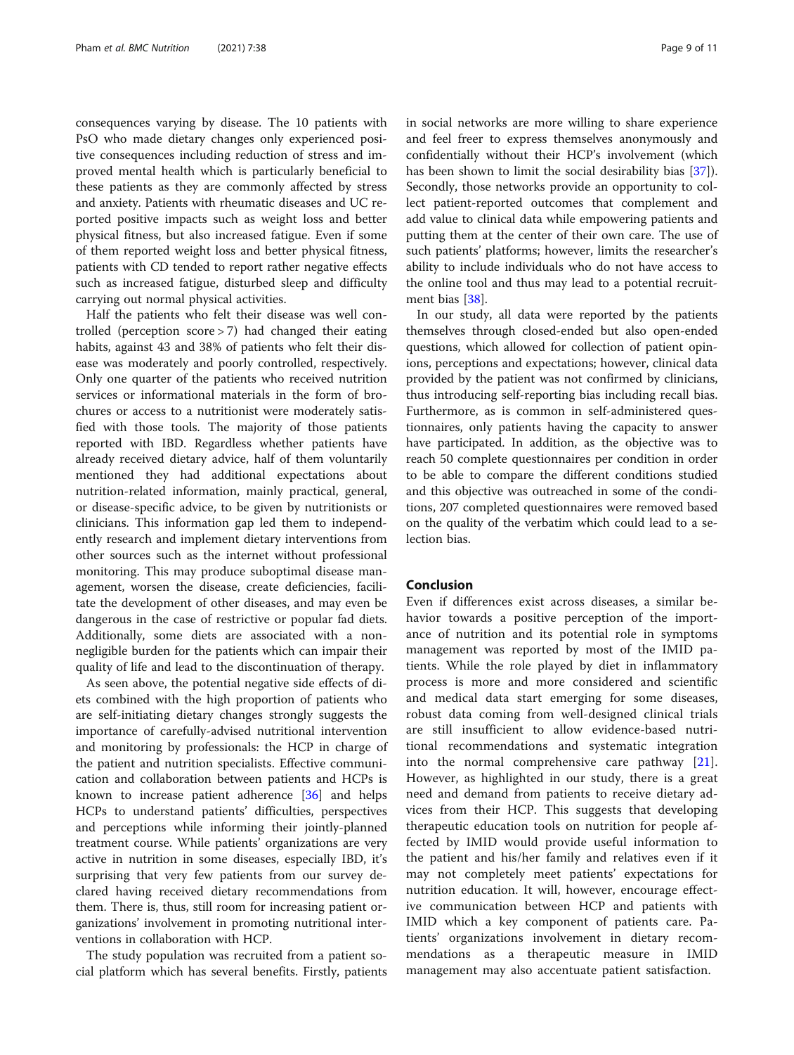consequences varying by disease. The 10 patients with PsO who made dietary changes only experienced positive consequences including reduction of stress and improved mental health which is particularly beneficial to these patients as they are commonly affected by stress and anxiety. Patients with rheumatic diseases and UC reported positive impacts such as weight loss and better physical fitness, but also increased fatigue. Even if some of them reported weight loss and better physical fitness, patients with CD tended to report rather negative effects such as increased fatigue, disturbed sleep and difficulty carrying out normal physical activities.

Half the patients who felt their disease was well controlled (perception score > 7) had changed their eating habits, against 43 and 38% of patients who felt their disease was moderately and poorly controlled, respectively. Only one quarter of the patients who received nutrition services or informational materials in the form of brochures or access to a nutritionist were moderately satisfied with those tools. The majority of those patients reported with IBD. Regardless whether patients have already received dietary advice, half of them voluntarily mentioned they had additional expectations about nutrition-related information, mainly practical, general, or disease-specific advice, to be given by nutritionists or clinicians. This information gap led them to independently research and implement dietary interventions from other sources such as the internet without professional monitoring. This may produce suboptimal disease management, worsen the disease, create deficiencies, facilitate the development of other diseases, and may even be dangerous in the case of restrictive or popular fad diets. Additionally, some diets are associated with a non-negligible burden for the patients which can impair their quality of life and lead to the discontinuation of therapy.

As seen above, the potential negative side effects of diets combined with the high proportion of patients who are self-initiating dietary changes strongly suggests the importance of carefully-advised nutritional intervention and monitoring by professionals: the HCP in charge of the patient and nutrition specialists. Effective communication and collaboration between patients and HCPs is known to increase patient adherence [36] and helps HCPs to understand patients' difficulties, perspectives and perceptions while informing their jointly-planned treatment course. While patients' organizations are very active in nutrition in some diseases, especially IBD, it's surprising that very few patients from our survey declared having received dietary recommendations from them. There is, thus, still room for increasing patient organizations' involvement in promoting nutritional interventions in collaboration with HCP.

The study population was recruited from a patient social platform which has several benefits. Firstly, patients in social networks are more willing to share experience and feel freer to express themselves anonymously and confidentially without their HCP's involvement (which has been shown to limit the social desirability bias [37]). Secondly, those networks provide an opportunity to collect patient-reported outcomes that complement and add value to clinical data while empowering patients and putting them at the center of their own care. The use of such patients' platforms; however, limits the researcher's ability to include individuals who do not have access to the online tool and thus may lead to a potential recruitment bias [38].

In our study, all data were reported by the patients themselves through closed-ended but also open-ended questions, which allowed for collection of patient opinions, perceptions and expectations; however, clinical data provided by the patient was not confirmed by clinicians, thus introducing self-reporting bias including recall bias. Furthermore, as is common in self-administered questionnaires, only patients having the capacity to answer have participated. In addition, as the objective was to reach 50 complete questionnaires per condition in order to be able to compare the different conditions studied and this objective was outreached in some of the conditions, 207 completed questionnaires were removed based on the quality of the verbatim which could lead to a selection bias.

## Conclusion

Even if differences exist across diseases, a similar behavior towards a positive perception of the importance of nutrition and its potential role in symptoms management was reported by most of the IMID patients. While the role played by diet in inflammatory process is more and more considered and scientific and medical data start emerging for some diseases, robust data coming from well-designed clinical trials are still insufficient to allow evidence-based nutritional recommendations and systematic integration into the normal comprehensive care pathway [21]. However, as highlighted in our study, there is a great need and demand from patients to receive dietary advices from their HCP. This suggests that developing therapeutic education tools on nutrition for people affected by IMID would provide useful information to the patient and his/her family and relatives even if it may not completely meet patients' expectations for nutrition education. It will, however, encourage effective communication between HCP and patients with IMID which a key component of patients care. Patients' organizations involvement in dietary recommendations as a therapeutic measure in IMID management may also accentuate patient satisfaction.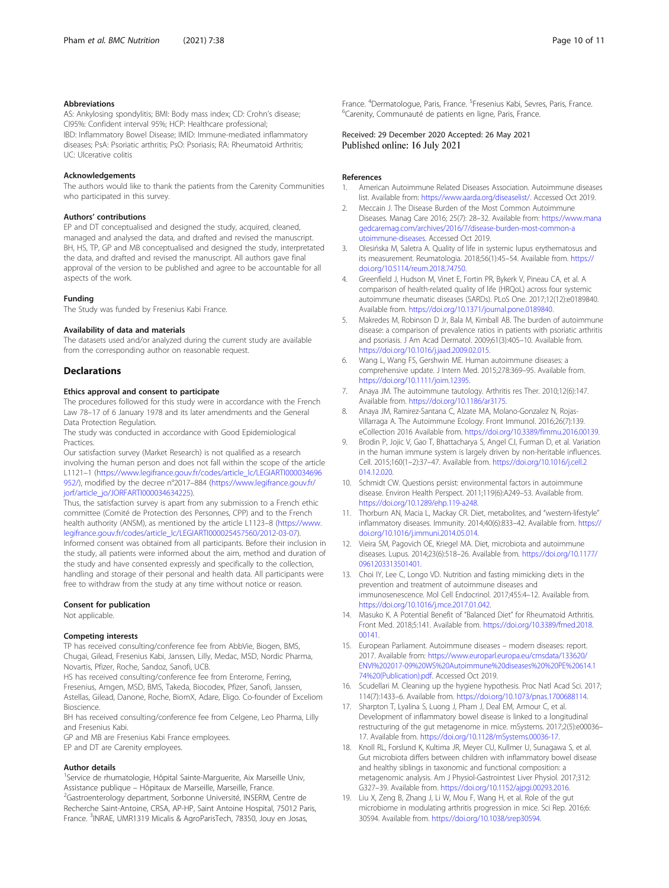### Abbreviations

AS: Ankylosing spondylitis; BMI: Body mass index; CD: Crohn's disease; CI95%: Confident interval 95%; HCP: Healthcare professional; IBD: Inflammatory Bowel Disease; IMID: Immune-mediated inflammatory diseases; PsA: Psoriatic arthritis; PsO: Psoriasis; RA: Rheumatoid Arthritis; UC: Ulcerative colitis

### Acknowledgements

The authors would like to thank the patients from the Carenity Communities who participated in this survey.

### Authors' contributions

EP and DT conceptualised and designed the study, acquired, cleaned, managed and analysed the data, and drafted and revised the manuscript. BH, HS, TP, GP and MB conceptualised and designed the study, interpretated the data, and drafted and revised the manuscript. All authors gave final approval of the version to be published and agree to be accountable for all aspects of the work.

### Funding

The Study was funded by Fresenius Kabi France.

### Availability of data and materials

The datasets used and/or analyzed during the current study are available from the corresponding author on reasonable request.

## Declarations

### Ethics approval and consent to participate

The procedures followed for this study were in accordance with the French Law 78–17 of 6 January 1978 and its later amendments and the General Data Protection Regulation.

The study was conducted in accordance with Good Epidemiological Practices.

Our satisfaction survey (Market Research) is not qualified as a research involving the human person and does not fall within the scope of the article L1121–1 (https://www.legifrance.gouv.fr/codes/article_lc/LEGIARTI000034696952/), modified by the decree n°2017–884 (https://www.legifrance.gouv.fr/jorf/article_jo/JORFARTI000034634225).

Thus, the satisfaction survey is apart from any submission to a French ethic committee (Comité de Protection des Personnes, CPP) and to the French health authority (ANSM), as mentioned by the article L1123–8 (https://www.legifrance.gouv.fr/codes/article_lc/LEGIARTI000025457560/2012-03-07).

Informed consent was obtained from all participants. Before their inclusion in the study, all patients were informed about the aim, method and duration of the study and have consented expressly and specifically to the collection, handling and storage of their personal and health data. All participants were free to withdraw from the study at any time without notice or reason.

### Consent for publication

Not applicable.

### Competing interests

TP has received consulting/conference fee from AbbVie, Biogen, BMS, Chugai, Gilead, Fresenius Kabi, Janssen, Lilly, Medac, MSD, Nordic Pharma, Novartis, Pfizer, Roche, Sandoz, Sanofi, UCB.

HS has received consulting/conference fee from Enterome, Ferring, Fresenius, Amgen, MSD, BMS, Takeda, Biocodex, Pfizer, Sanofi, Janssen, Astellas, Gilead, Danone, Roche, BiomX, Adare, Eligo. Co-founder of Exeliom Bioscience.

BH has received consulting/conference fee from Celgene, Leo Pharma, Lilly and Fresenius Kabi.

GP and MB are Fresenius Kabi France employees.

EP and DT are Carenity employees.

### Author details

[1]Service de rhumatologie, Hôpital Sainte-Marguerite, Aix Marseille Univ, Assistance publique – Hôpitaux de Marseille, Marseille, France. [2]Gastroenterology department, Sorbonne Université, INSERM, Centre de Recherche Saint-Antoine, CRSA, AP-HP, Saint Antoine Hospital, 75012 Paris, France. [3]INRAE, UMR1319 Micalis & AgroParisTech, 78350, Jouy en Josas, France. [4]Dermatologue, Paris, France. [5]Fresenius Kabi, Sevres, Paris, France. [6]Carenity, Communauté de patients en ligne, Paris, France.

Received: 29 December 2020 Accepted: 26 May 2021
Published online: 16 July 2021

### References

1. American Autoimmune Related Diseases Association. Autoimmune diseases list. Available from: https://www.aarda.org/diseaselist/. Accessed Oct 2019.
2. Meccain J. The Disease Burden of the Most Common Autoimmune Diseases. Manag Care 2016; 25(7): 28–32. Available from: https://www.managedcaremag.com/archives/2016/7/disease-burden-most-common-autoimmune-diseases. Accessed Oct 2019.
3. Olesińska M, Saletra A. Quality of life in systemic lupus erythematosus and its measurement. Reumatologia. 2018;56(1):45–54. Available from. https://doi.org/10.5114/reum.2018.74750.
4. Greenfield J, Hudson M, Vinet E, Fortin PR, Bykerk V, Pineau CA, et al. A comparison of health-related quality of life (HRQoL) across four systemic autoimmune rheumatic diseases (SARDs). PLoS One. 2017;12(12):e0189840. Available from. https://doi.org/10.1371/journal.pone.0189840.
5. Makredes M, Robinson D Jr, Bala M, Kimball AB. The burden of autoimmune disease: a comparison of prevalence ratios in patients with psoriatic arthritis and psoriasis. J Am Acad Dermatol. 2009;61(3):405–10. Available from. https://doi.org/10.1016/j.jaad.2009.02.015.
6. Wang L, Wang FS, Gershwin ME. Human autoimmune diseases: a comprehensive update. J Intern Med. 2015;278:369–95. Available from. https://doi.org/10.1111/joim.12395.
7. Anaya JM. The autoimmune tautology. Arthritis res Ther. 2010;12(6):147. Available from. https://doi.org/10.1186/ar3175.
8. Anaya JM, Ramirez-Santana C, Alzate MA, Molano-Gonzalez N, Rojas-Villarraga A. The Autoimmune Ecology. Front Immunol. 2016;26(7):139. eCollection 2016 Available from. https://doi.org/10.3389/fimmu.2016.00139.
9. Brodin P, Jojic V, Gao T, Bhattacharya S, Angel CJ, Furman D, et al. Variation in the human immune system is largely driven by non-heritable influences. Cell. 2015;160(1–2):37–47. Available from. https://doi.org/10.1016/j.cell.2014.12.020.
10. Schmidt CW. Questions persist: environmental factors in autoimmune disease. Environ Health Perspect. 2011;119(6):A249–53. Available from. https://doi.org/10.1289/ehp.119-a248.
11. Thorburn AN, Macia L, Mackay CR. Diet, metabolites, and "western-lifestyle" inflammatory diseases. Immunity. 2014;40(6):833–42. Available from. https://doi.org/10.1016/j.immuni.2014.05.014.
12. Vieira SM, Pagovich OE, Kriegel MA. Diet, microbiota and autoimmune diseases. Lupus. 2014;23(6):518–26. Available from. https://doi.org/10.1177/0961203313501401.
13. Choi IY, Lee C, Longo VD. Nutrition and fasting mimicking diets in the prevention and treatment of autoimmune diseases and immunosenescence. Mol Cell Endocrinol. 2017;455:4–12. Available from. https://doi.org/10.1016/j.mce.2017.01.042.
14. Masuko K. A Potential Benefit of "Balanced Diet" for Rheumatoid Arthritis. Front Med. 2018;5:141. Available from. https://doi.org/10.3389/fmed.2018.00141.
15. European Parliament. Autoimmune diseases – modern diseases: report. 2017. Available from: https://www.europarl.europa.eu/cmsdata/133620/ENVI%202017-09%20WS%20Autoimmune%20diseases%20%20PE%20614.174%20(Publication).pdf. Accessed Oct 2019.
16. Scudellari M. Cleaning up the hygiene hypothesis. Proc Natl Acad Sci. 2017;114(7):1433–6. Available from. https://doi.org/10.1073/pnas.1700688114.
17. Sharpton T, Lyalina S, Luong J, Pham J, Deal EM, Armour C, et al. Development of inflammatory bowel disease is linked to a longitudinal restructuring of the gut metagenome in mice. mSystems. 2017;2(5):e00036–17. Available from. https://doi.org/10.1128/mSystems.00036-17.
18. Knoll RL, Forslund K, Kultima JR, Meyer CU, Kullmer U, Sunagawa S, et al. Gut microbiota differs between children with inflammatory bowel disease and healthy siblings in taxonomic and functional composition: a metagenomic analysis. Am J Physiol-Gastrointest Liver Physiol. 2017;312:G327–39. Available from. https://doi.org/10.1152/ajpgi.00293.2016.
19. Liu X, Zeng B, Zhang J, Li W, Mou F, Wang H, et al. Role of the gut microbiome in modulating arthritis progression in mice. Sci Rep. 2016;6:30594. Available from. https://doi.org/10.1038/srep30594.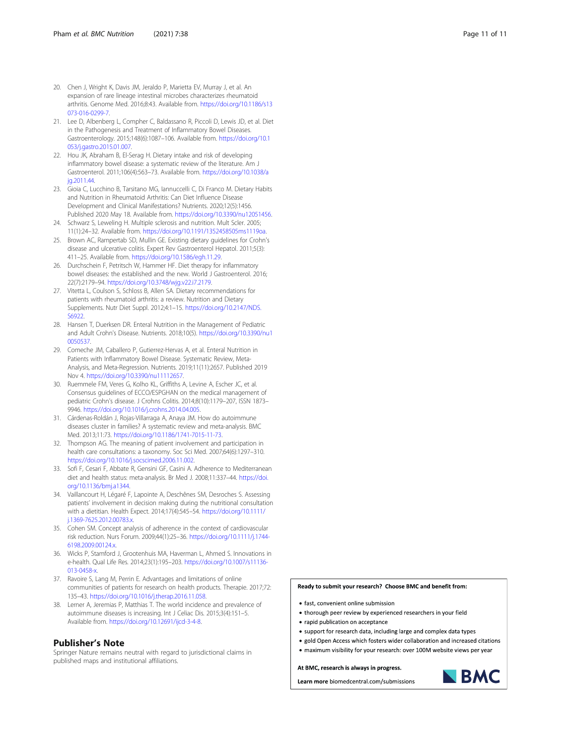20. Chen J, Wright K, Davis JM, Jeraldo P, Marietta EV, Murray J, et al. An expansion of rare lineage intestinal microbes characterizes rheumatoid arthritis. Genome Med. 2016;8:43. Available from. https://doi.org/10.1186/s13073-016-0299-7.
21. Lee D, Albenberg L, Compher C, Baldassano R, Piccoli D, Lewis JD, et al. Diet in the Pathogenesis and Treatment of Inflammatory Bowel Diseases. Gastroenterology. 2015;148(6):1087–106. Available from. https://doi.org/10.1053/j.gastro.2015.01.007.
22. Hou JK, Abraham B, El-Serag H. Dietary intake and risk of developing inflammatory bowel disease: a systematic review of the literature. Am J Gastroenterol. 2011;106(4):563–73. Available from. https://doi.org/10.1038/ajg.2011.44.
23. Gioia C, Lucchino B, Tarsitano MG, Iannuccelli C, Di Franco M. Dietary Habits and Nutrition in Rheumatoid Arthritis: Can Diet Influence Disease Development and Clinical Manifestations? Nutrients. 2020;12(5):1456. Published 2020 May 18. Available from. https://doi.org/10.3390/nu12051456.
24. Schwarz S, Leweling H. Multiple sclerosis and nutrition. Mult Scler. 2005; 11(1):24–32. Available from. https://doi.org/10.1191/1352458505ms1119oa.
25. Brown AC, Rampertab SD, Mullin GE. Existing dietary guidelines for Crohn's disease and ulcerative colitis. Expert Rev Gastroenterol Hepatol. 2011;5(3): 411–25. Available from. https://doi.org/10.1586/egh.11.29.
26. Durchschein F, Petritsch W, Hammer HF. Diet therapy for inflammatory bowel diseases: the established and the new. World J Gastroenterol. 2016; 22(7):2179–94. https://doi.org/10.3748/wjg.v22.i7.2179.
27. Vitetta L, Coulson S, Schloss B, Allen SA. Dietary recommendations for patients with rheumatoid arthritis: a review. Nutrition and Dietary Supplements. Nutr Diet Suppl. 2012;4:1–15. https://doi.org/10.2147/NDS.S6922.
28. Hansen T, Duerksen DR. Enteral Nutrition in the Management of Pediatric and Adult Crohn's Disease. Nutrients. 2018;10(5). https://doi.org/10.3390/nu10050537.
29. Comeche JM, Caballero P, Gutierrez-Hervas A, et al. Enteral Nutrition in Patients with Inflammatory Bowel Disease. Systematic Review, Meta-Analysis, and Meta-Regression. Nutrients. 2019;11(11):2657. Published 2019 Nov 4. https://doi.org/10.3390/nu11112657.
30. Ruemmele FM, Veres G, Kolho KL, Griffiths A, Levine A, Escher JC, et al. Consensus guidelines of ECCO/ESPGHAN on the medical management of pediatric Crohn's disease. J Crohns Colitis. 2014;8(10):1179–207, ISSN 1873–9946. https://doi.org/10.1016/j.crohns.2014.04.005.
31. Cárdenas-Roldán J, Rojas-Villarraga A, Anaya JM. How do autoimmune diseases cluster in families? A systematic review and meta-analysis. BMC Med. 2013;11:73. https://doi.org/10.1186/1741-7015-11-73.
32. Thompson AG. The meaning of patient involvement and participation in health care consultations: a taxonomy. Soc Sci Med. 2007;64(6):1297–310. https://doi.org/10.1016/j.socscimed.2006.11.002.
33. Sofi F, Cesari F, Abbate R, Gensini GF, Casini A. Adherence to Mediterranean diet and health status: meta-analysis. Br Med J. 2008;11:337–44. https://doi.org/10.1136/bmj.a1344.
34. Vaillancourt H, Légaré F, Lapointe A, Deschênes SM, Desroches S. Assessing patients' involvement in decision making during the nutritional consultation with a dietitian. Health Expect. 2014;17(4):545–54. https://doi.org/10.1111/j.1369-7625.2012.00783.x.
35. Cohen SM. Concept analysis of adherence in the context of cardiovascular risk reduction. Nurs Forum. 2009;44(1):25–36. https://doi.org/10.1111/j.1744-6198.2009.00124.x.
36. Wicks P, Stamford J, Grootenhuis MA, Haverman L, Ahmed S. Innovations in e-health. Qual Life Res. 2014;23(1):195–203. https://doi.org/10.1007/s11136-013-0458-x.
37. Ravoire S, Lang M, Perrin E. Advantages and limitations of online communities of patients for research on health products. Therapie. 2017;72: 135–43. https://doi.org/10.1016/j.therap.2016.11.058.
38. Lerner A, Jeremias P, Matthias T. The world incidence and prevalence of autoimmune diseases is increasing. Int J Celiac Dis. 2015;3(4):151–5. Available from. https://doi.org/10.12691/ijcd-3-4-8.

## Publisher's Note

Springer Nature remains neutral with regard to jurisdictional claims in published maps and institutional affiliations.

**Ready to submit your research? Choose BMC and benefit from:**

- fast, convenient online submission
- thorough peer review by experienced researchers in your field
- rapid publication on acceptance
- support for research data, including large and complex data types
- gold Open Access which fosters wider collaboration and increased citations
- maximum visibility for your research: over 100M website views per year

**At BMC, research is always in progress.**

**Learn more** biomedcentral.com/submissions

BMC